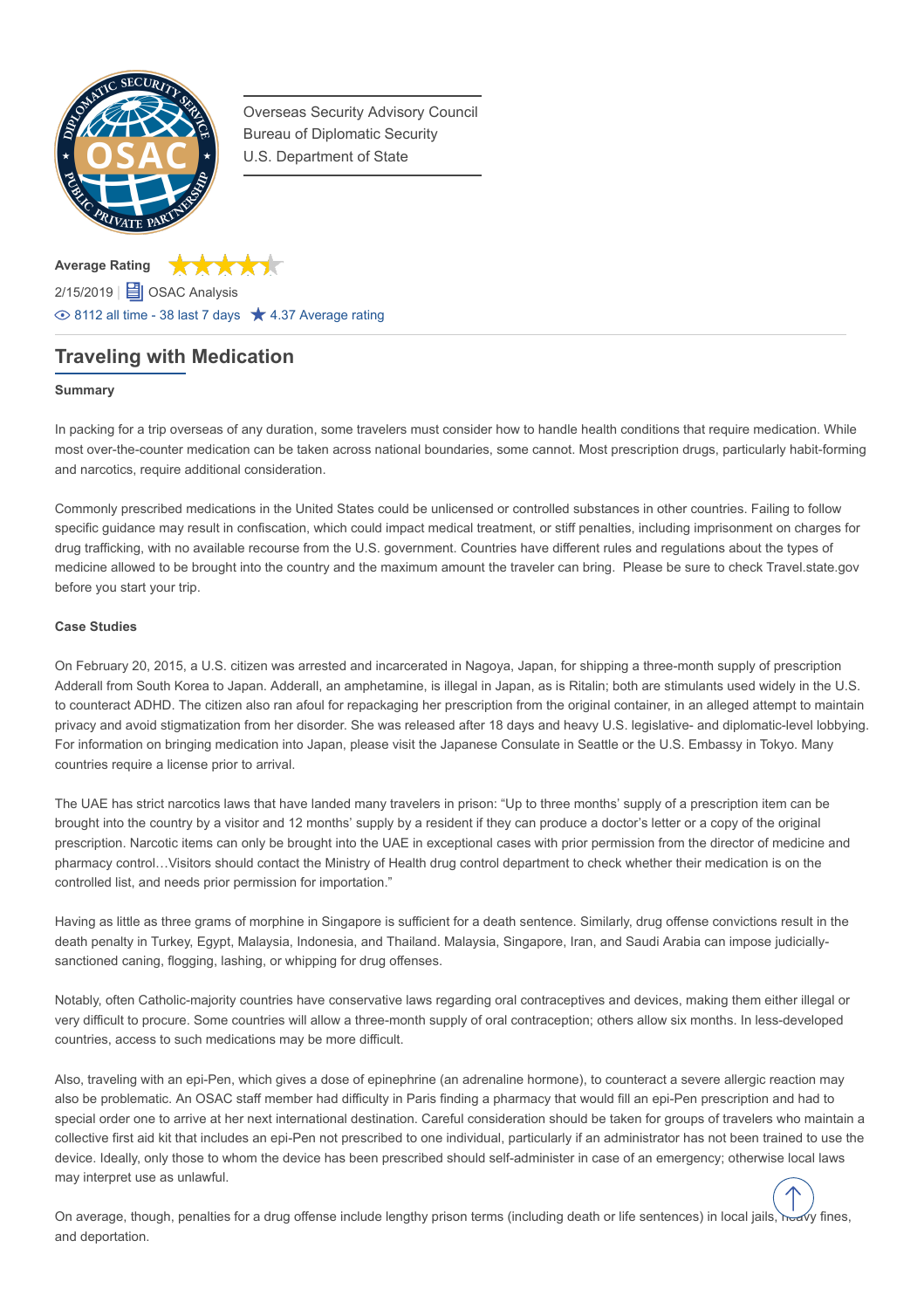Overseas Security Advisory Council
Bureau of Diplomatic Security
U.S. Department of State

**Average Rating**

2/15/2019 | OSAC Analysis

8112 all time - 38 last 7 days ★ 4.37 Average rating

## Traveling with Medication

### Summary

In packing for a trip overseas of any duration, some travelers must consider how to handle health conditions that require medication. While most over-the-counter medication can be taken across national boundaries, some cannot. Most prescription drugs, particularly habit-forming and narcotics, require additional consideration.

Commonly prescribed medications in the United States could be unlicensed or controlled substances in other countries. Failing to follow specific guidance may result in confiscation, which could impact medical treatment, or stiff penalties, including imprisonment on charges for drug trafficking, with no available recourse from the U.S. government. Countries have different rules and regulations about the types of medicine allowed to be brought into the country and the maximum amount the traveler can bring. Please be sure to check Travel.state.gov before you start your trip.

### Case Studies

On February 20, 2015, a U.S. citizen was arrested and incarcerated in Nagoya, Japan, for shipping a three-month supply of prescription Adderall from South Korea to Japan. Adderall, an amphetamine, is illegal in Japan, as is Ritalin; both are stimulants used widely in the U.S. to counteract ADHD. The citizen also ran afoul for repackaging her prescription from the original container, in an alleged attempt to maintain privacy and avoid stigmatization from her disorder. She was released after 18 days and heavy U.S. legislative- and diplomatic-level lobbying. For information on bringing medication into Japan, please visit the Japanese Consulate in Seattle or the U.S. Embassy in Tokyo. Many countries require a license prior to arrival.

The UAE has strict narcotics laws that have landed many travelers in prison: "Up to three months' supply of a prescription item can be brought into the country by a visitor and 12 months' supply by a resident if they can produce a doctor's letter or a copy of the original prescription. Narcotic items can only be brought into the UAE in exceptional cases with prior permission from the director of medicine and pharmacy control…Visitors should contact the Ministry of Health drug control department to check whether their medication is on the controlled list, and needs prior permission for importation."

Having as little as three grams of morphine in Singapore is sufficient for a death sentence. Similarly, drug offense convictions result in the death penalty in Turkey, Egypt, Malaysia, Indonesia, and Thailand. Malaysia, Singapore, Iran, and Saudi Arabia can impose judicially-sanctioned caning, flogging, lashing, or whipping for drug offenses.

Notably, often Catholic-majority countries have conservative laws regarding oral contraceptives and devices, making them either illegal or very difficult to procure. Some countries will allow a three-month supply of oral contraception; others allow six months. In less-developed countries, access to such medications may be more difficult.

Also, traveling with an epi-Pen, which gives a dose of epinephrine (an adrenaline hormone), to counteract a severe allergic reaction may also be problematic. An OSAC staff member had difficulty in Paris finding a pharmacy that would fill an epi-Pen prescription and had to special order one to arrive at her next international destination. Careful consideration should be taken for groups of travelers who maintain a collective first aid kit that includes an epi-Pen not prescribed to one individual, particularly if an administrator has not been trained to use the device. Ideally, only those to whom the device has been prescribed should self-administer in case of an emergency; otherwise local laws may interpret use as unlawful.

On average, though, penalties for a drug offense include lengthy prison terms (including death or life sentences) in local jails, heavy fines, and deportation.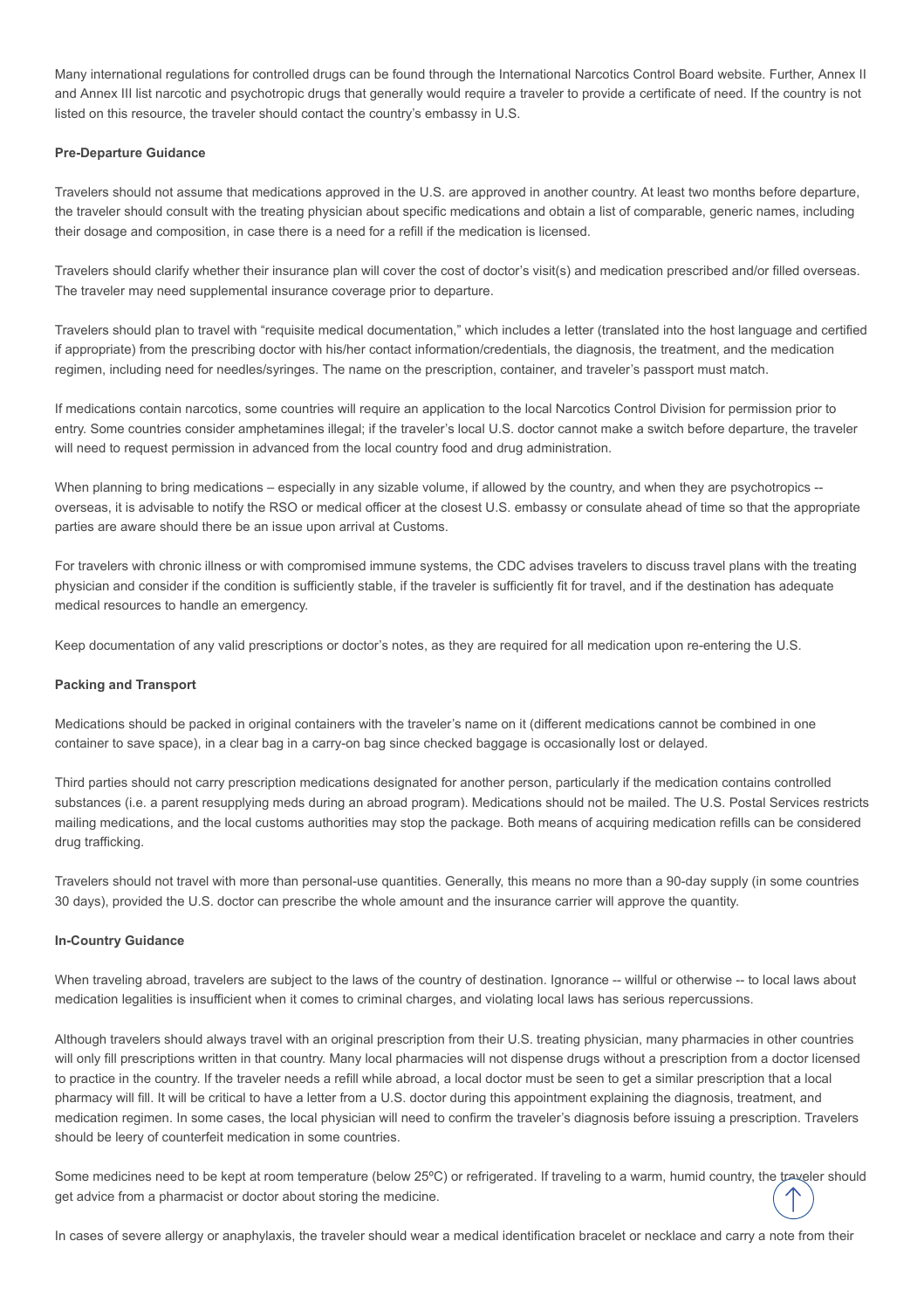Many international regulations for controlled drugs can be found through the International Narcotics Control Board website. Further, Annex II and Annex III list narcotic and psychotropic drugs that generally would require a traveler to provide a certificate of need. If the country is not listed on this resource, the traveler should contact the country's embassy in U.S.

**Pre-Departure Guidance**

Travelers should not assume that medications approved in the U.S. are approved in another country. At least two months before departure, the traveler should consult with the treating physician about specific medications and obtain a list of comparable, generic names, including their dosage and composition, in case there is a need for a refill if the medication is licensed.

Travelers should clarify whether their insurance plan will cover the cost of doctor's visit(s) and medication prescribed and/or filled overseas. The traveler may need supplemental insurance coverage prior to departure.

Travelers should plan to travel with "requisite medical documentation," which includes a letter (translated into the host language and certified if appropriate) from the prescribing doctor with his/her contact information/credentials, the diagnosis, the treatment, and the medication regimen, including need for needles/syringes. The name on the prescription, container, and traveler's passport must match.

If medications contain narcotics, some countries will require an application to the local Narcotics Control Division for permission prior to entry. Some countries consider amphetamines illegal; if the traveler's local U.S. doctor cannot make a switch before departure, the traveler will need to request permission in advanced from the local country food and drug administration.

When planning to bring medications – especially in any sizable volume, if allowed by the country, and when they are psychotropics -- overseas, it is advisable to notify the RSO or medical officer at the closest U.S. embassy or consulate ahead of time so that the appropriate parties are aware should there be an issue upon arrival at Customs.

For travelers with chronic illness or with compromised immune systems, the CDC advises travelers to discuss travel plans with the treating physician and consider if the condition is sufficiently stable, if the traveler is sufficiently fit for travel, and if the destination has adequate medical resources to handle an emergency.

Keep documentation of any valid prescriptions or doctor's notes, as they are required for all medication upon re-entering the U.S.

**Packing and Transport**

Medications should be packed in original containers with the traveler's name on it (different medications cannot be combined in one container to save space), in a clear bag in a carry-on bag since checked baggage is occasionally lost or delayed.

Third parties should not carry prescription medications designated for another person, particularly if the medication contains controlled substances (i.e. a parent resupplying meds during an abroad program). Medications should not be mailed. The U.S. Postal Services restricts mailing medications, and the local customs authorities may stop the package. Both means of acquiring medication refills can be considered drug trafficking.

Travelers should not travel with more than personal-use quantities. Generally, this means no more than a 90-day supply (in some countries 30 days), provided the U.S. doctor can prescribe the whole amount and the insurance carrier will approve the quantity.

**In-Country Guidance**

When traveling abroad, travelers are subject to the laws of the country of destination. Ignorance -- willful or otherwise -- to local laws about medication legalities is insufficient when it comes to criminal charges, and violating local laws has serious repercussions.

Although travelers should always travel with an original prescription from their U.S. treating physician, many pharmacies in other countries will only fill prescriptions written in that country. Many local pharmacies will not dispense drugs without a prescription from a doctor licensed to practice in the country. If the traveler needs a refill while abroad, a local doctor must be seen to get a similar prescription that a local pharmacy will fill. It will be critical to have a letter from a U.S. doctor during this appointment explaining the diagnosis, treatment, and medication regimen. In some cases, the local physician will need to confirm the traveler's diagnosis before issuing a prescription. Travelers should be leery of counterfeit medication in some countries.

Some medicines need to be kept at room temperature (below 25ºC) or refrigerated. If traveling to a warm, humid country, the traveler should get advice from a pharmacist or doctor about storing the medicine.

In cases of severe allergy or anaphylaxis, the traveler should wear a medical identification bracelet or necklace and carry a note from their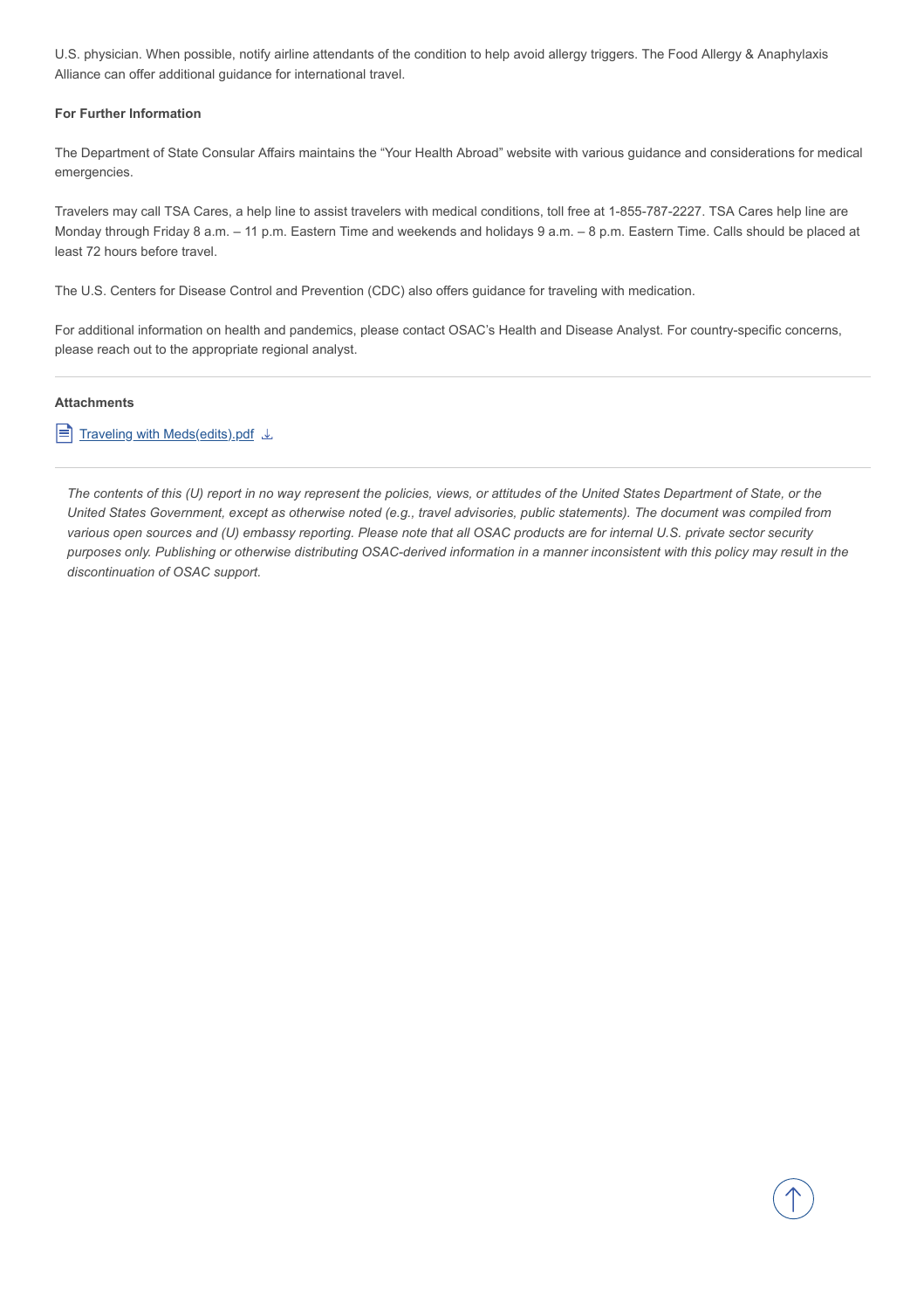U.S. physician. When possible, notify airline attendants of the condition to help avoid allergy triggers. The Food Allergy & Anaphylaxis Alliance can offer additional guidance for international travel.

**For Further Information**

The Department of State Consular Affairs maintains the "Your Health Abroad" website with various guidance and considerations for medical emergencies.

Travelers may call TSA Cares, a help line to assist travelers with medical conditions, toll free at 1-855-787-2227. TSA Cares help line are Monday through Friday 8 a.m. – 11 p.m. Eastern Time and weekends and holidays 9 a.m. – 8 p.m. Eastern Time. Calls should be placed at least 72 hours before travel.

The U.S. Centers for Disease Control and Prevention (CDC) also offers guidance for traveling with medication.

For additional information on health and pandemics, please contact OSAC's Health and Disease Analyst. For country-specific concerns, please reach out to the appropriate regional analyst.

---

**Attachments**

Traveling with Meds(edits).pdf

---

*The contents of this (U) report in no way represent the policies, views, or attitudes of the United States Department of State, or the United States Government, except as otherwise noted (e.g., travel advisories, public statements). The document was compiled from various open sources and (U) embassy reporting. Please note that all OSAC products are for internal U.S. private sector security purposes only. Publishing or otherwise distributing OSAC-derived information in a manner inconsistent with this policy may result in the discontinuation of OSAC support.*